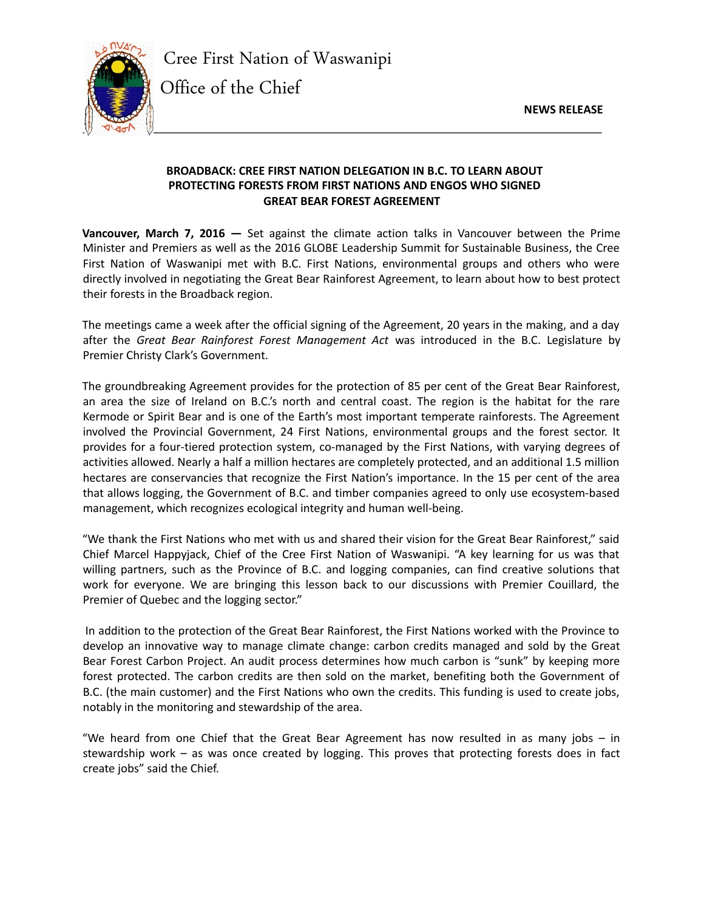Cree First Nation of Waswanipi

Office of the Chief

**NEWS RELEASE**

# BROADBACK: CREE FIRST NATION DELEGATION IN B.C. TO LEARN ABOUT PROTECTING FORESTS FROM FIRST NATIONS AND ENGOS WHO SIGNED GREAT BEAR FOREST AGREEMENT

**Vancouver, March 7, 2016 —** Set against the climate action talks in Vancouver between the Prime Minister and Premiers as well as the 2016 GLOBE Leadership Summit for Sustainable Business, the Cree First Nation of Waswanipi met with B.C. First Nations, environmental groups and others who were directly involved in negotiating the Great Bear Rainforest Agreement, to learn about how to best protect their forests in the Broadback region.

The meetings came a week after the official signing of the Agreement, 20 years in the making, and a day after the *Great Bear Rainforest Forest Management Act* was introduced in the B.C. Legislature by Premier Christy Clark's Government.

The groundbreaking Agreement provides for the protection of 85 per cent of the Great Bear Rainforest, an area the size of Ireland on B.C.'s north and central coast. The region is the habitat for the rare Kermode or Spirit Bear and is one of the Earth's most important temperate rainforests. The Agreement involved the Provincial Government, 24 First Nations, environmental groups and the forest sector. It provides for a four-tiered protection system, co-managed by the First Nations, with varying degrees of activities allowed. Nearly a half a million hectares are completely protected, and an additional 1.5 million hectares are conservancies that recognize the First Nation's importance. In the 15 per cent of the area that allows logging, the Government of B.C. and timber companies agreed to only use ecosystem-based management, which recognizes ecological integrity and human well-being.

"We thank the First Nations who met with us and shared their vision for the Great Bear Rainforest," said Chief Marcel Happyjack, Chief of the Cree First Nation of Waswanipi. "A key learning for us was that willing partners, such as the Province of B.C. and logging companies, can find creative solutions that work for everyone. We are bringing this lesson back to our discussions with Premier Couillard, the Premier of Quebec and the logging sector."

In addition to the protection of the Great Bear Rainforest, the First Nations worked with the Province to develop an innovative way to manage climate change: carbon credits managed and sold by the Great Bear Forest Carbon Project. An audit process determines how much carbon is "sunk" by keeping more forest protected. The carbon credits are then sold on the market, benefiting both the Government of B.C. (the main customer) and the First Nations who own the credits. This funding is used to create jobs, notably in the monitoring and stewardship of the area.

"We heard from one Chief that the Great Bear Agreement has now resulted in as many jobs – in stewardship work – as was once created by logging. This proves that protecting forests does in fact create jobs" said the Chief.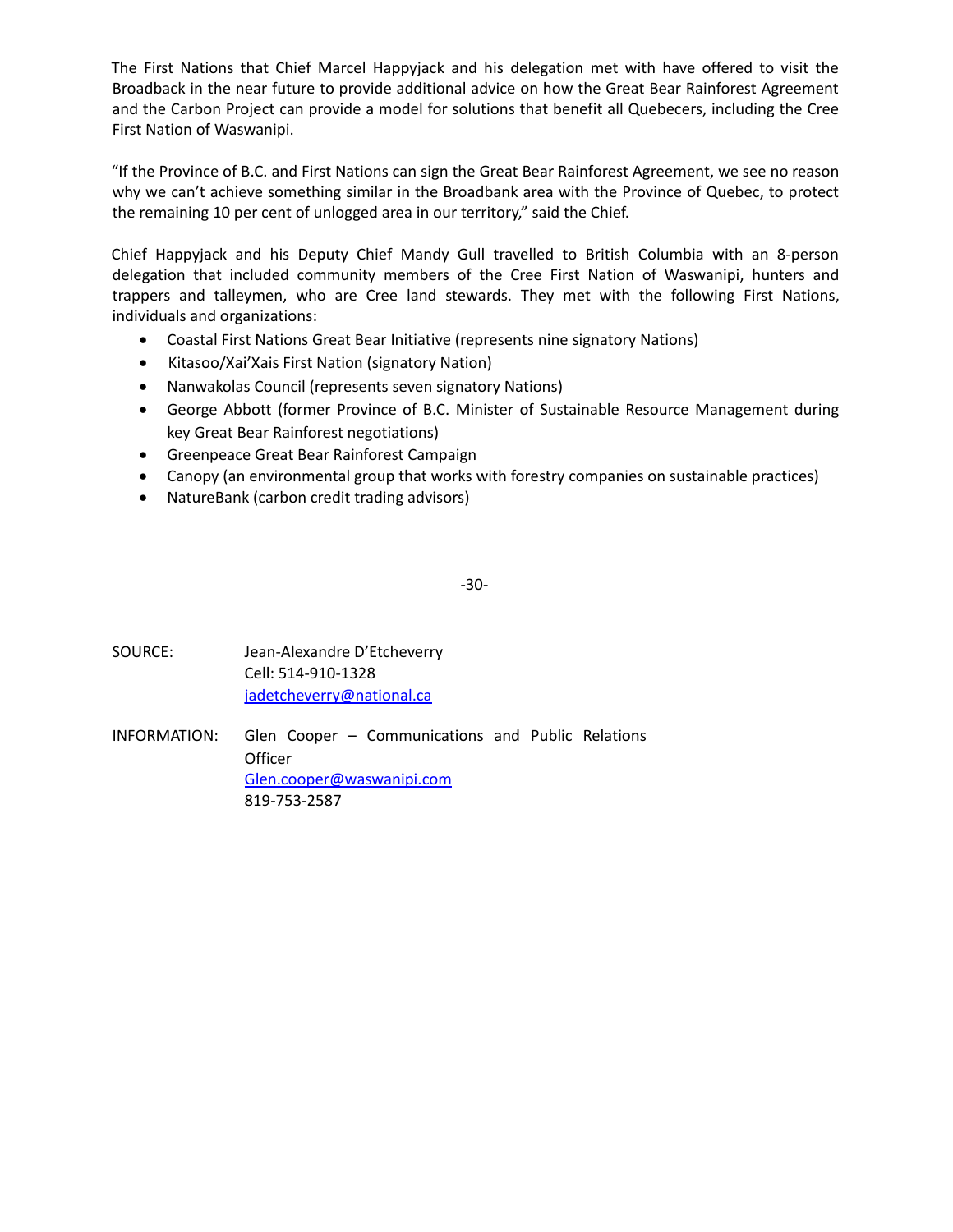The First Nations that Chief Marcel Happyjack and his delegation met with have offered to visit the Broadback in the near future to provide additional advice on how the Great Bear Rainforest Agreement and the Carbon Project can provide a model for solutions that benefit all Quebecers, including the Cree First Nation of Waswanipi.

"If the Province of B.C. and First Nations can sign the Great Bear Rainforest Agreement, we see no reason why we can't achieve something similar in the Broadbank area with the Province of Quebec, to protect the remaining 10 per cent of unlogged area in our territory," said the Chief.

Chief Happyjack and his Deputy Chief Mandy Gull travelled to British Columbia with an 8-person delegation that included community members of the Cree First Nation of Waswanipi, hunters and trappers and talleymen, who are Cree land stewards. They met with the following First Nations, individuals and organizations:

- Coastal First Nations Great Bear Initiative (represents nine signatory Nations)
- Kitasoo/Xai'Xais First Nation (signatory Nation)
- Nanwakolas Council (represents seven signatory Nations)
- George Abbott (former Province of B.C. Minister of Sustainable Resource Management during key Great Bear Rainforest negotiations)
- Greenpeace Great Bear Rainforest Campaign
- Canopy (an environmental group that works with forestry companies on sustainable practices)
- NatureBank (carbon credit trading advisors)

-30-

SOURCE: Jean-Alexandre D'Etcheverry
Cell: 514-910-1328
jadetcheverry@national.ca

INFORMATION: Glen Cooper – Communications and Public Relations Officer
Glen.cooper@waswanipi.com
819-753-2587